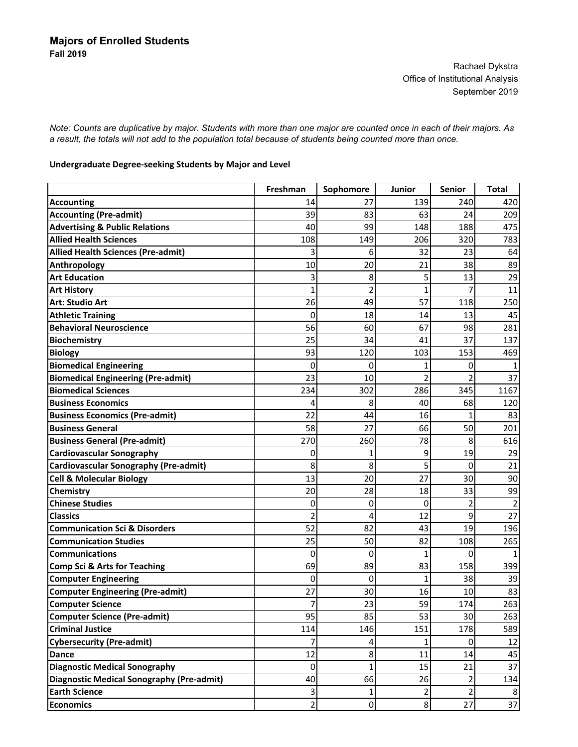# Majors of Enrolled Students

**Fall 2019**

Rachael Dykstra
Office of Institutional Analysis
September 2019

*Note: Counts are duplicative by major. Students with more than one major are counted once in each of their majors. As a result, the totals will not add to the population total because of students being counted more than once.*

**Undergraduate Degree-seeking Students by Major and Level**

| | Freshman | Sophomore | Junior | Senior | Total |
|---|---|---|---|---|---|
| **Accounting** | 14 | 27 | 139 | 240 | 420 |
| **Accounting (Pre-admit)** | 39 | 83 | 63 | 24 | 209 |
| **Advertising & Public Relations** | 40 | 99 | 148 | 188 | 475 |
| **Allied Health Sciences** | 108 | 149 | 206 | 320 | 783 |
| **Allied Health Sciences (Pre-admit)** | 3 | 6 | 32 | 23 | 64 |
| **Anthropology** | 10 | 20 | 21 | 38 | 89 |
| **Art Education** | 3 | 8 | 5 | 13 | 29 |
| **Art History** | 1 | 2 | 1 | 7 | 11 |
| **Art: Studio Art** | 26 | 49 | 57 | 118 | 250 |
| **Athletic Training** | 0 | 18 | 14 | 13 | 45 |
| **Behavioral Neuroscience** | 56 | 60 | 67 | 98 | 281 |
| **Biochemistry** | 25 | 34 | 41 | 37 | 137 |
| **Biology** | 93 | 120 | 103 | 153 | 469 |
| **Biomedical Engineering** | 0 | 0 | 1 | 0 | 1 |
| **Biomedical Engineering (Pre-admit)** | 23 | 10 | 2 | 2 | 37 |
| **Biomedical Sciences** | 234 | 302 | 286 | 345 | 1167 |
| **Business Economics** | 4 | 8 | 40 | 68 | 120 |
| **Business Economics (Pre-admit)** | 22 | 44 | 16 | 1 | 83 |
| **Business General** | 58 | 27 | 66 | 50 | 201 |
| **Business General (Pre-admit)** | 270 | 260 | 78 | 8 | 616 |
| **Cardiovascular Sonography** | 0 | 1 | 9 | 19 | 29 |
| **Cardiovascular Sonography (Pre-admit)** | 8 | 8 | 5 | 0 | 21 |
| **Cell & Molecular Biology** | 13 | 20 | 27 | 30 | 90 |
| **Chemistry** | 20 | 28 | 18 | 33 | 99 |
| **Chinese Studies** | 0 | 0 | 0 | 2 | 2 |
| **Classics** | 2 | 4 | 12 | 9 | 27 |
| **Communication Sci & Disorders** | 52 | 82 | 43 | 19 | 196 |
| **Communication Studies** | 25 | 50 | 82 | 108 | 265 |
| **Communications** | 0 | 0 | 1 | 0 | 1 |
| **Comp Sci & Arts for Teaching** | 69 | 89 | 83 | 158 | 399 |
| **Computer Engineering** | 0 | 0 | 1 | 38 | 39 |
| **Computer Engineering (Pre-admit)** | 27 | 30 | 16 | 10 | 83 |
| **Computer Science** | 7 | 23 | 59 | 174 | 263 |
| **Computer Science (Pre-admit)** | 95 | 85 | 53 | 30 | 263 |
| **Criminal Justice** | 114 | 146 | 151 | 178 | 589 |
| **Cybersecurity (Pre-admit)** | 7 | 4 | 1 | 0 | 12 |
| **Dance** | 12 | 8 | 11 | 14 | 45 |
| **Diagnostic Medical Sonography** | 0 | 1 | 15 | 21 | 37 |
| **Diagnostic Medical Sonography (Pre-admit)** | 40 | 66 | 26 | 2 | 134 |
| **Earth Science** | 3 | 1 | 2 | 2 | 8 |
| **Economics** | 2 | 0 | 8 | 27 | 37 |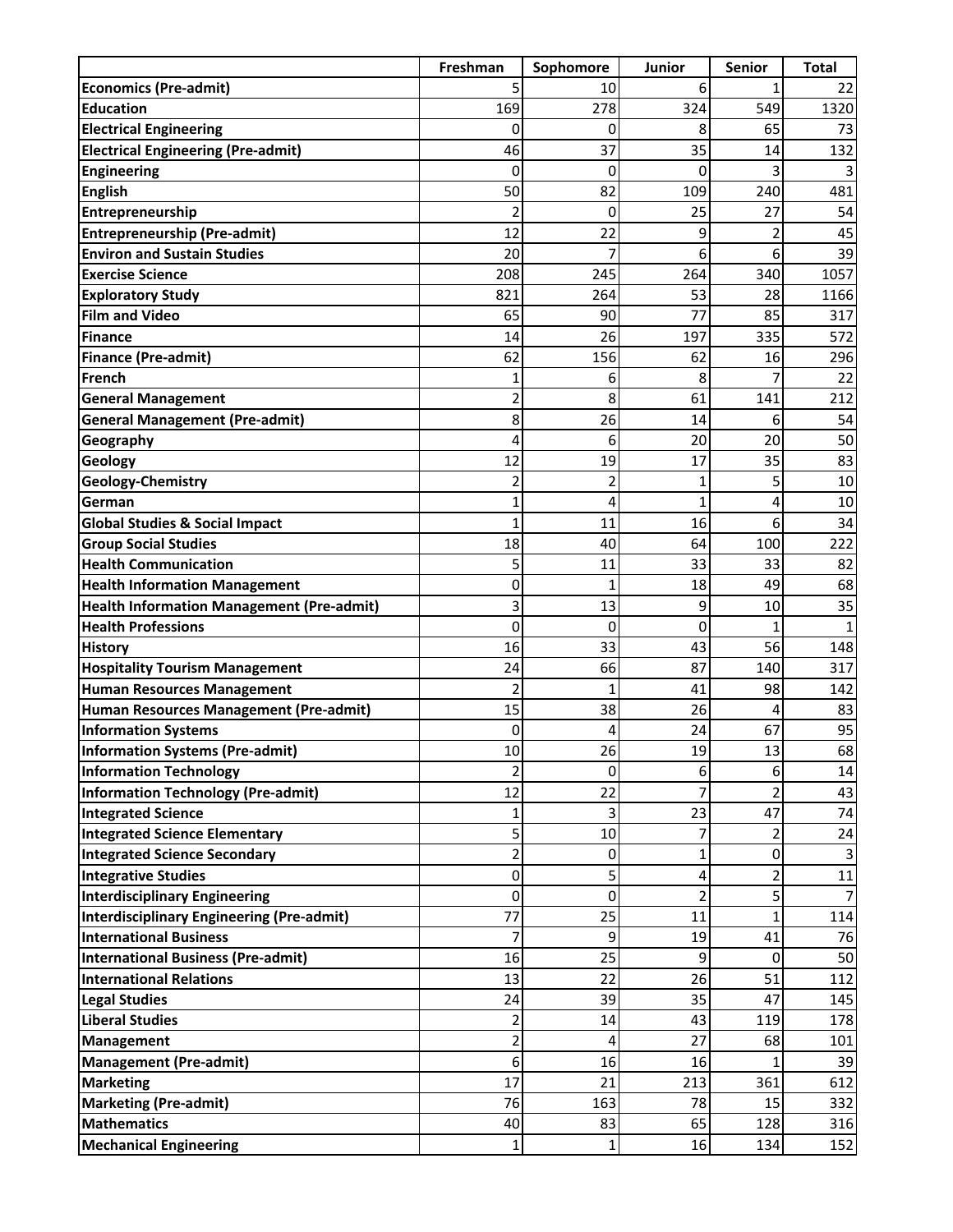| | Freshman | Sophomore | Junior | Senior | Total |
|---|---|---|---|---|---|
| **Economics (Pre-admit)** | 5 | 10 | 6 | 1 | 22 |
| **Education** | 169 | 278 | 324 | 549 | 1320 |
| **Electrical Engineering** | 0 | 0 | 8 | 65 | 73 |
| **Electrical Engineering (Pre-admit)** | 46 | 37 | 35 | 14 | 132 |
| **Engineering** | 0 | 0 | 0 | 3 | 3 |
| **English** | 50 | 82 | 109 | 240 | 481 |
| **Entrepreneurship** | 2 | 0 | 25 | 27 | 54 |
| **Entrepreneurship (Pre-admit)** | 12 | 22 | 9 | 2 | 45 |
| **Environ and Sustain Studies** | 20 | 7 | 6 | 6 | 39 |
| **Exercise Science** | 208 | 245 | 264 | 340 | 1057 |
| **Exploratory Study** | 821 | 264 | 53 | 28 | 1166 |
| **Film and Video** | 65 | 90 | 77 | 85 | 317 |
| **Finance** | 14 | 26 | 197 | 335 | 572 |
| **Finance (Pre-admit)** | 62 | 156 | 62 | 16 | 296 |
| **French** | 1 | 6 | 8 | 7 | 22 |
| **General Management** | 2 | 8 | 61 | 141 | 212 |
| **General Management (Pre-admit)** | 8 | 26 | 14 | 6 | 54 |
| **Geography** | 4 | 6 | 20 | 20 | 50 |
| **Geology** | 12 | 19 | 17 | 35 | 83 |
| **Geology-Chemistry** | 2 | 2 | 1 | 5 | 10 |
| **German** | 1 | 4 | 1 | 4 | 10 |
| **Global Studies & Social Impact** | 1 | 11 | 16 | 6 | 34 |
| **Group Social Studies** | 18 | 40 | 64 | 100 | 222 |
| **Health Communication** | 5 | 11 | 33 | 33 | 82 |
| **Health Information Management** | 0 | 1 | 18 | 49 | 68 |
| **Health Information Management (Pre-admit)** | 3 | 13 | 9 | 10 | 35 |
| **Health Professions** | 0 | 0 | 0 | 1 | 1 |
| **History** | 16 | 33 | 43 | 56 | 148 |
| **Hospitality Tourism Management** | 24 | 66 | 87 | 140 | 317 |
| **Human Resources Management** | 2 | 1 | 41 | 98 | 142 |
| **Human Resources Management (Pre-admit)** | 15 | 38 | 26 | 4 | 83 |
| **Information Systems** | 0 | 4 | 24 | 67 | 95 |
| **Information Systems (Pre-admit)** | 10 | 26 | 19 | 13 | 68 |
| **Information Technology** | 2 | 0 | 6 | 6 | 14 |
| **Information Technology (Pre-admit)** | 12 | 22 | 7 | 2 | 43 |
| **Integrated Science** | 1 | 3 | 23 | 47 | 74 |
| **Integrated Science Elementary** | 5 | 10 | 7 | 2 | 24 |
| **Integrated Science Secondary** | 2 | 0 | 1 | 0 | 3 |
| **Integrative Studies** | 0 | 5 | 4 | 2 | 11 |
| **Interdisciplinary Engineering** | 0 | 0 | 2 | 5 | 7 |
| **Interdisciplinary Engineering (Pre-admit)** | 77 | 25 | 11 | 1 | 114 |
| **International Business** | 7 | 9 | 19 | 41 | 76 |
| **International Business (Pre-admit)** | 16 | 25 | 9 | 0 | 50 |
| **International Relations** | 13 | 22 | 26 | 51 | 112 |
| **Legal Studies** | 24 | 39 | 35 | 47 | 145 |
| **Liberal Studies** | 2 | 14 | 43 | 119 | 178 |
| **Management** | 2 | 4 | 27 | 68 | 101 |
| **Management (Pre-admit)** | 6 | 16 | 16 | 1 | 39 |
| **Marketing** | 17 | 21 | 213 | 361 | 612 |
| **Marketing (Pre-admit)** | 76 | 163 | 78 | 15 | 332 |
| **Mathematics** | 40 | 83 | 65 | 128 | 316 |
| **Mechanical Engineering** | 1 | 1 | 16 | 134 | 152 |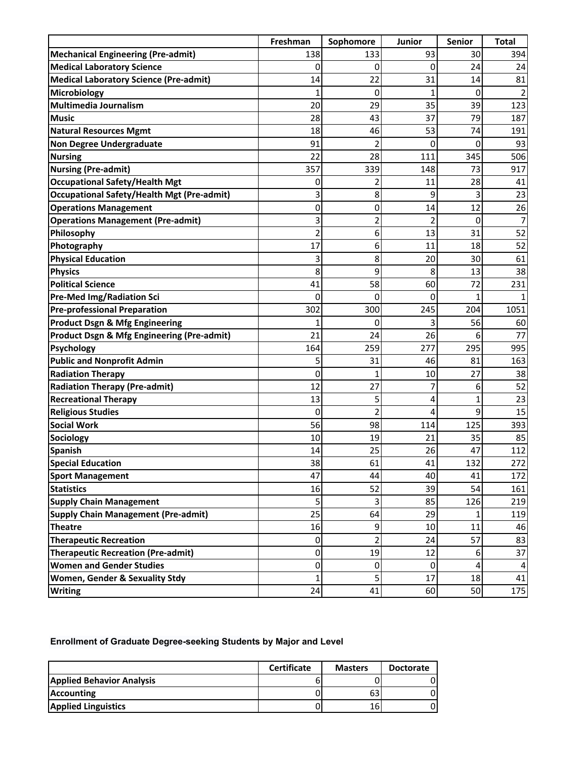| | Freshman | Sophomore | Junior | Senior | Total |
|---|---|---|---|---|---|
| **Mechanical Engineering (Pre-admit)** | 138 | 133 | 93 | 30 | 394 |
| **Medical Laboratory Science** | 0 | 0 | 0 | 24 | 24 |
| **Medical Laboratory Science (Pre-admit)** | 14 | 22 | 31 | 14 | 81 |
| **Microbiology** | 1 | 0 | 1 | 0 | 2 |
| **Multimedia Journalism** | 20 | 29 | 35 | 39 | 123 |
| **Music** | 28 | 43 | 37 | 79 | 187 |
| **Natural Resources Mgmt** | 18 | 46 | 53 | 74 | 191 |
| **Non Degree Undergraduate** | 91 | 2 | 0 | 0 | 93 |
| **Nursing** | 22 | 28 | 111 | 345 | 506 |
| **Nursing (Pre-admit)** | 357 | 339 | 148 | 73 | 917 |
| **Occupational Safety/Health Mgt** | 0 | 2 | 11 | 28 | 41 |
| **Occupational Safety/Health Mgt (Pre-admit)** | 3 | 8 | 9 | 3 | 23 |
| **Operations Management** | 0 | 0 | 14 | 12 | 26 |
| **Operations Management (Pre-admit)** | 3 | 2 | 2 | 0 | 7 |
| **Philosophy** | 2 | 6 | 13 | 31 | 52 |
| **Photography** | 17 | 6 | 11 | 18 | 52 |
| **Physical Education** | 3 | 8 | 20 | 30 | 61 |
| **Physics** | 8 | 9 | 8 | 13 | 38 |
| **Political Science** | 41 | 58 | 60 | 72 | 231 |
| **Pre-Med Img/Radiation Sci** | 0 | 0 | 0 | 1 | 1 |
| **Pre-professional Preparation** | 302 | 300 | 245 | 204 | 1051 |
| **Product Dsgn & Mfg Engineering** | 1 | 0 | 3 | 56 | 60 |
| **Product Dsgn & Mfg Engineering (Pre-admit)** | 21 | 24 | 26 | 6 | 77 |
| **Psychology** | 164 | 259 | 277 | 295 | 995 |
| **Public and Nonprofit Admin** | 5 | 31 | 46 | 81 | 163 |
| **Radiation Therapy** | 0 | 1 | 10 | 27 | 38 |
| **Radiation Therapy (Pre-admit)** | 12 | 27 | 7 | 6 | 52 |
| **Recreational Therapy** | 13 | 5 | 4 | 1 | 23 |
| **Religious Studies** | 0 | 2 | 4 | 9 | 15 |
| **Social Work** | 56 | 98 | 114 | 125 | 393 |
| **Sociology** | 10 | 19 | 21 | 35 | 85 |
| **Spanish** | 14 | 25 | 26 | 47 | 112 |
| **Special Education** | 38 | 61 | 41 | 132 | 272 |
| **Sport Management** | 47 | 44 | 40 | 41 | 172 |
| **Statistics** | 16 | 52 | 39 | 54 | 161 |
| **Supply Chain Management** | 5 | 3 | 85 | 126 | 219 |
| **Supply Chain Management (Pre-admit)** | 25 | 64 | 29 | 1 | 119 |
| **Theatre** | 16 | 9 | 10 | 11 | 46 |
| **Therapeutic Recreation** | 0 | 2 | 24 | 57 | 83 |
| **Therapeutic Recreation (Pre-admit)** | 0 | 19 | 12 | 6 | 37 |
| **Women and Gender Studies** | 0 | 0 | 0 | 4 | 4 |
| **Women, Gender & Sexuality Stdy** | 1 | 5 | 17 | 18 | 41 |
| **Writing** | 24 | 41 | 60 | 50 | 175 |

### Enrollment of Graduate Degree-seeking Students by Major and Level

| | Certificate | Masters | Doctorate |
|---|---|---|---|
| **Applied Behavior Analysis** | 6 | 0 | 0 |
| **Accounting** | 0 | 63 | 0 |
| **Applied Linguistics** | 0 | 16 | 0 |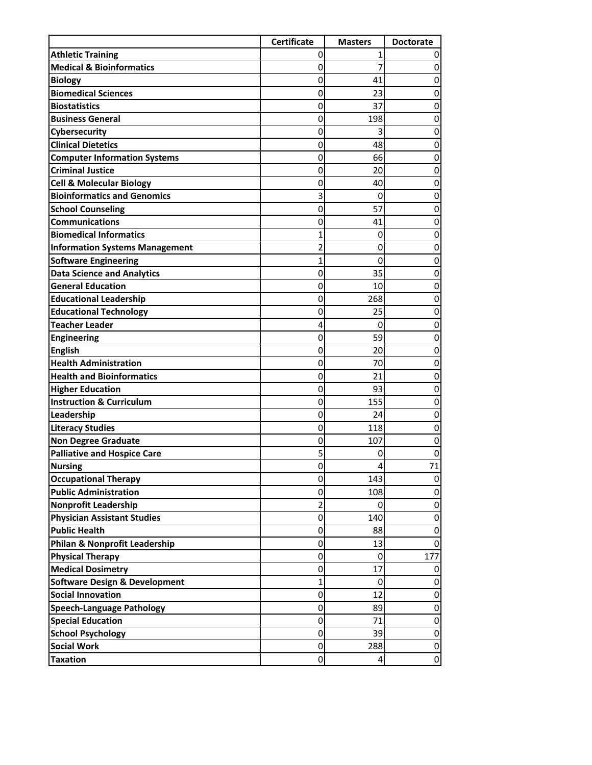| | Certificate | Masters | Doctorate |
|---|---|---|---|
| **Athletic Training** | 0 | 1 | 0 |
| **Medical & Bioinformatics** | 0 | 7 | 0 |
| **Biology** | 0 | 41 | 0 |
| **Biomedical Sciences** | 0 | 23 | 0 |
| **Biostatistics** | 0 | 37 | 0 |
| **Business General** | 0 | 198 | 0 |
| **Cybersecurity** | 0 | 3 | 0 |
| **Clinical Dietetics** | 0 | 48 | 0 |
| **Computer Information Systems** | 0 | 66 | 0 |
| **Criminal Justice** | 0 | 20 | 0 |
| **Cell & Molecular Biology** | 0 | 40 | 0 |
| **Bioinformatics and Genomics** | 3 | 0 | 0 |
| **School Counseling** | 0 | 57 | 0 |
| **Communications** | 0 | 41 | 0 |
| **Biomedical Informatics** | 1 | 0 | 0 |
| **Information Systems Management** | 2 | 0 | 0 |
| **Software Engineering** | 1 | 0 | 0 |
| **Data Science and Analytics** | 0 | 35 | 0 |
| **General Education** | 0 | 10 | 0 |
| **Educational Leadership** | 0 | 268 | 0 |
| **Educational Technology** | 0 | 25 | 0 |
| **Teacher Leader** | 4 | 0 | 0 |
| **Engineering** | 0 | 59 | 0 |
| **English** | 0 | 20 | 0 |
| **Health Administration** | 0 | 70 | 0 |
| **Health and Bioinformatics** | 0 | 21 | 0 |
| **Higher Education** | 0 | 93 | 0 |
| **Instruction & Curriculum** | 0 | 155 | 0 |
| **Leadership** | 0 | 24 | 0 |
| **Literacy Studies** | 0 | 118 | 0 |
| **Non Degree Graduate** | 0 | 107 | 0 |
| **Palliative and Hospice Care** | 5 | 0 | 0 |
| **Nursing** | 0 | 4 | 71 |
| **Occupational Therapy** | 0 | 143 | 0 |
| **Public Administration** | 0 | 108 | 0 |
| **Nonprofit Leadership** | 2 | 0 | 0 |
| **Physician Assistant Studies** | 0 | 140 | 0 |
| **Public Health** | 0 | 88 | 0 |
| **Philan & Nonprofit Leadership** | 0 | 13 | 0 |
| **Physical Therapy** | 0 | 0 | 177 |
| **Medical Dosimetry** | 0 | 17 | 0 |
| **Software Design & Development** | 1 | 0 | 0 |
| **Social Innovation** | 0 | 12 | 0 |
| **Speech-Language Pathology** | 0 | 89 | 0 |
| **Special Education** | 0 | 71 | 0 |
| **School Psychology** | 0 | 39 | 0 |
| **Social Work** | 0 | 288 | 0 |
| **Taxation** | 0 | 4 | 0 |